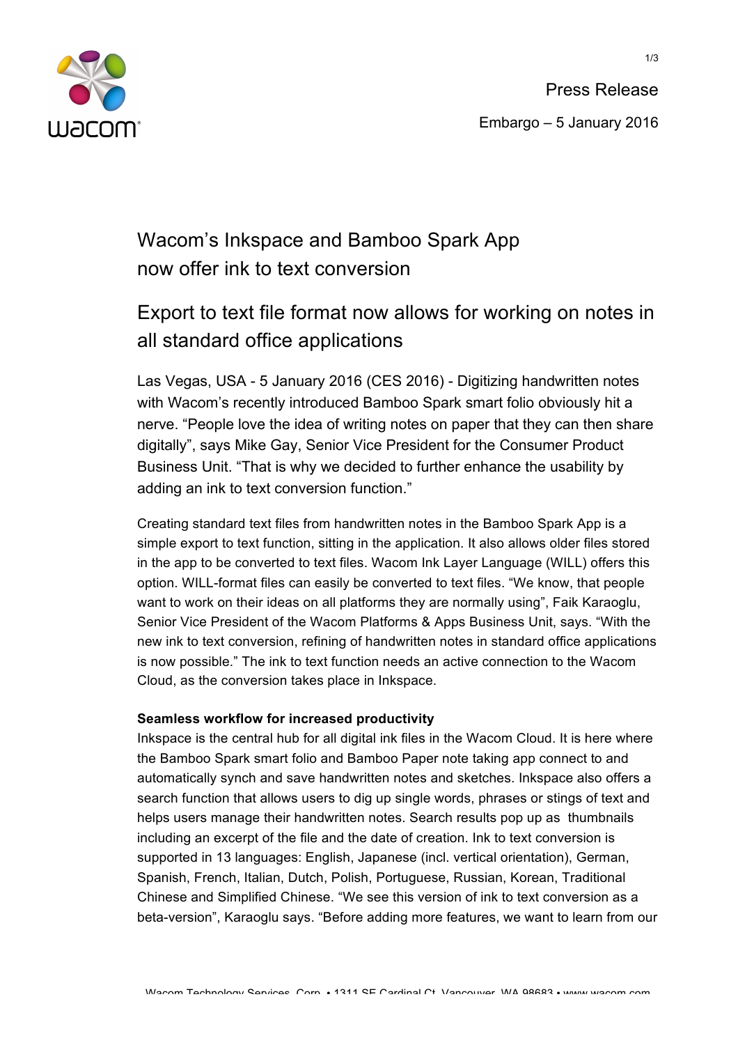Press Release

Embargo – 5 January 2016

# Wacom's Inkspace and Bamboo Spark App now offer ink to text conversion

## Export to text file format now allows for working on notes in all standard office applications

Las Vegas, USA - 5 January 2016 (CES 2016) - Digitizing handwritten notes with Wacom's recently introduced Bamboo Spark smart folio obviously hit a nerve. "People love the idea of writing notes on paper that they can then share digitally", says Mike Gay, Senior Vice President for the Consumer Product Business Unit. "That is why we decided to further enhance the usability by adding an ink to text conversion function."

Creating standard text files from handwritten notes in the Bamboo Spark App is a simple export to text function, sitting in the application. It also allows older files stored in the app to be converted to text files. Wacom Ink Layer Language (WILL) offers this option. WILL-format files can easily be converted to text files. "We know, that people want to work on their ideas on all platforms they are normally using", Faik Karaoglu, Senior Vice President of the Wacom Platforms & Apps Business Unit, says. "With the new ink to text conversion, refining of handwritten notes in standard office applications is now possible." The ink to text function needs an active connection to the Wacom Cloud, as the conversion takes place in Inkspace.

**Seamless workflow for increased productivity**

Inkspace is the central hub for all digital ink files in the Wacom Cloud. It is here where the Bamboo Spark smart folio and Bamboo Paper note taking app connect to and automatically synch and save handwritten notes and sketches. Inkspace also offers a search function that allows users to dig up single words, phrases or stings of text and helps users manage their handwritten notes. Search results pop up as thumbnails including an excerpt of the file and the date of creation. Ink to text conversion is supported in 13 languages: English, Japanese (incl. vertical orientation), German, Spanish, French, Italian, Dutch, Polish, Portuguese, Russian, Korean, Traditional Chinese and Simplified Chinese. "We see this version of ink to text conversion as a beta-version", Karaoglu says. "Before adding more features, we want to learn from our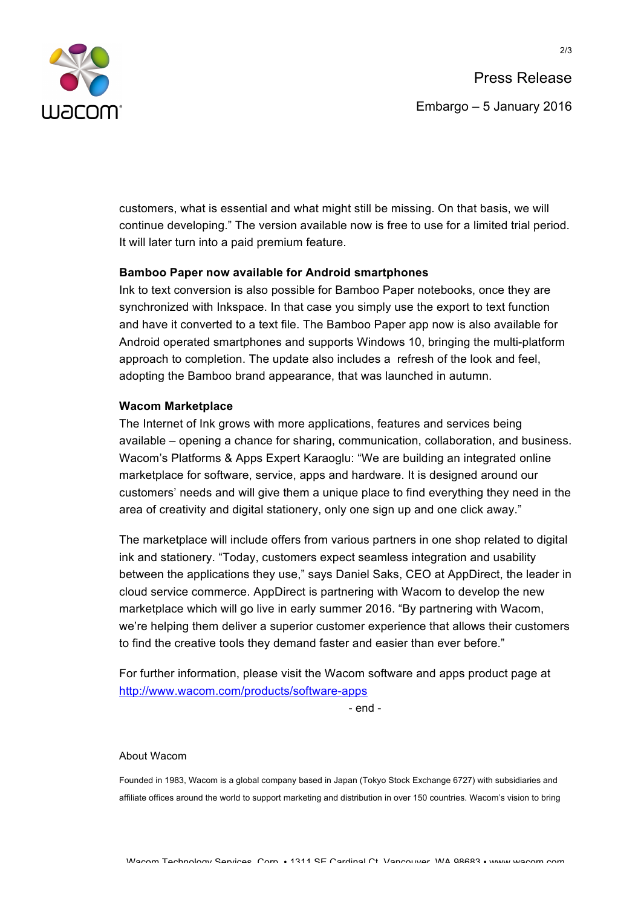customers, what is essential and what might still be missing. On that basis, we will continue developing." The version available now is free to use for a limited trial period. It will later turn into a paid premium feature.

**Bamboo Paper now available for Android smartphones**

Ink to text conversion is also possible for Bamboo Paper notebooks, once they are synchronized with Inkspace. In that case you simply use the export to text function and have it converted to a text file. The Bamboo Paper app now is also available for Android operated smartphones and supports Windows 10, bringing the multi-platform approach to completion. The update also includes a refresh of the look and feel, adopting the Bamboo brand appearance, that was launched in autumn.

**Wacom Marketplace**

The Internet of Ink grows with more applications, features and services being available – opening a chance for sharing, communication, collaboration, and business. Wacom's Platforms & Apps Expert Karaoglu: "We are building an integrated online marketplace for software, service, apps and hardware. It is designed around our customers' needs and will give them a unique place to find everything they need in the area of creativity and digital stationery, only one sign up and one click away."

The marketplace will include offers from various partners in one shop related to digital ink and stationery. "Today, customers expect seamless integration and usability between the applications they use," says Daniel Saks, CEO at AppDirect, the leader in cloud service commerce. AppDirect is partnering with Wacom to develop the new marketplace which will go live in early summer 2016. "By partnering with Wacom, we're helping them deliver a superior customer experience that allows their customers to find the creative tools they demand faster and easier than ever before."

For further information, please visit the Wacom software and apps product page at http://www.wacom.com/products/software-apps

- end -

About Wacom

Founded in 1983, Wacom is a global company based in Japan (Tokyo Stock Exchange 6727) with subsidiaries and affiliate offices around the world to support marketing and distribution in over 150 countries. Wacom's vision to bring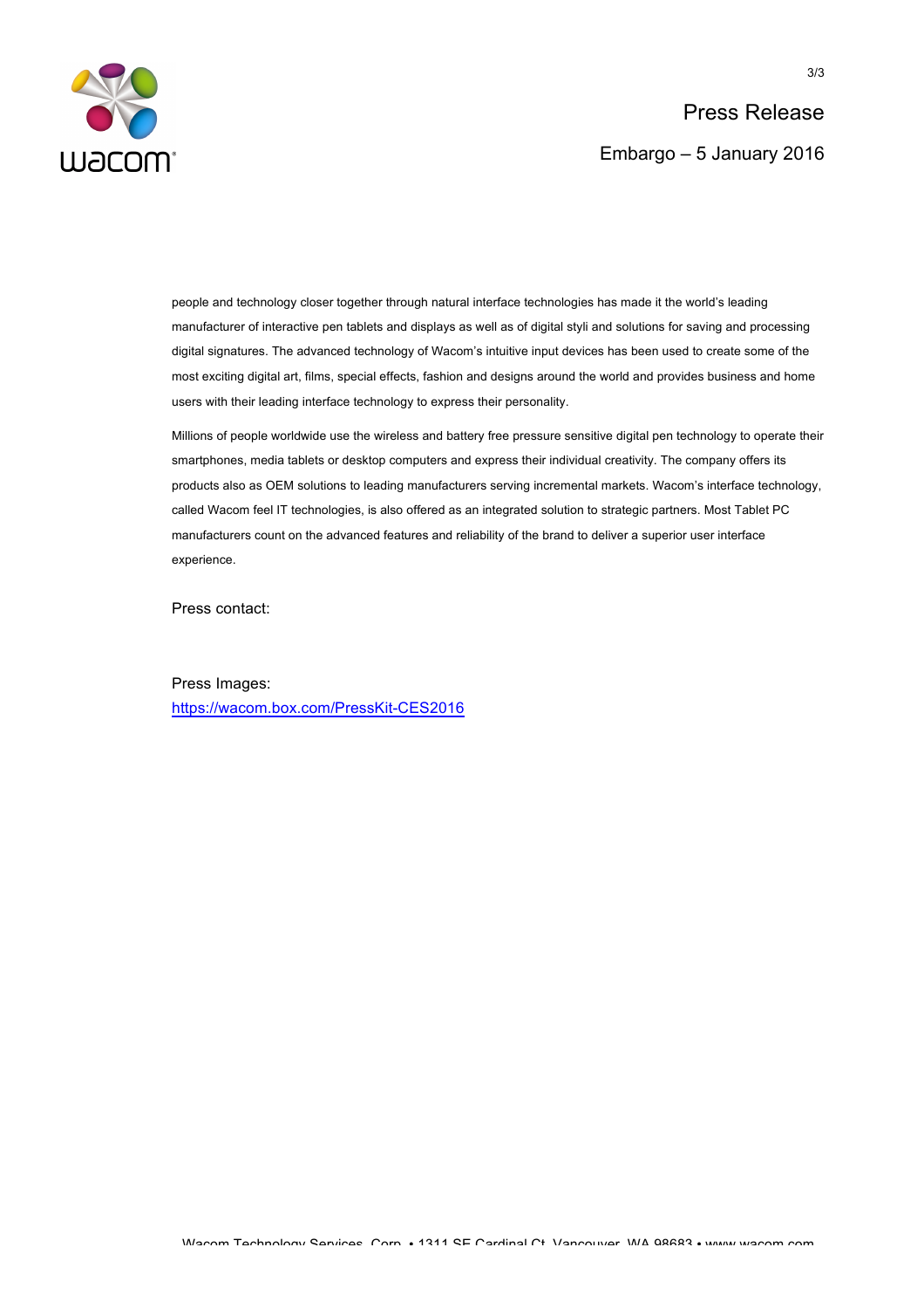people and technology closer together through natural interface technologies has made it the world's leading manufacturer of interactive pen tablets and displays as well as of digital styli and solutions for saving and processing digital signatures. The advanced technology of Wacom's intuitive input devices has been used to create some of the most exciting digital art, films, special effects, fashion and designs around the world and provides business and home users with their leading interface technology to express their personality.

Millions of people worldwide use the wireless and battery free pressure sensitive digital pen technology to operate their smartphones, media tablets or desktop computers and express their individual creativity. The company offers its products also as OEM solutions to leading manufacturers serving incremental markets. Wacom's interface technology, called Wacom feel IT technologies, is also offered as an integrated solution to strategic partners. Most Tablet PC manufacturers count on the advanced features and reliability of the brand to deliver a superior user interface experience.

Press contact:

Press Images:
https://wacom.box.com/PressKit-CES2016

Wacom Technology Services, Corp. • 1311 SE Cardinal Ct. Vancouver, WA 98683 • www.wacom.com